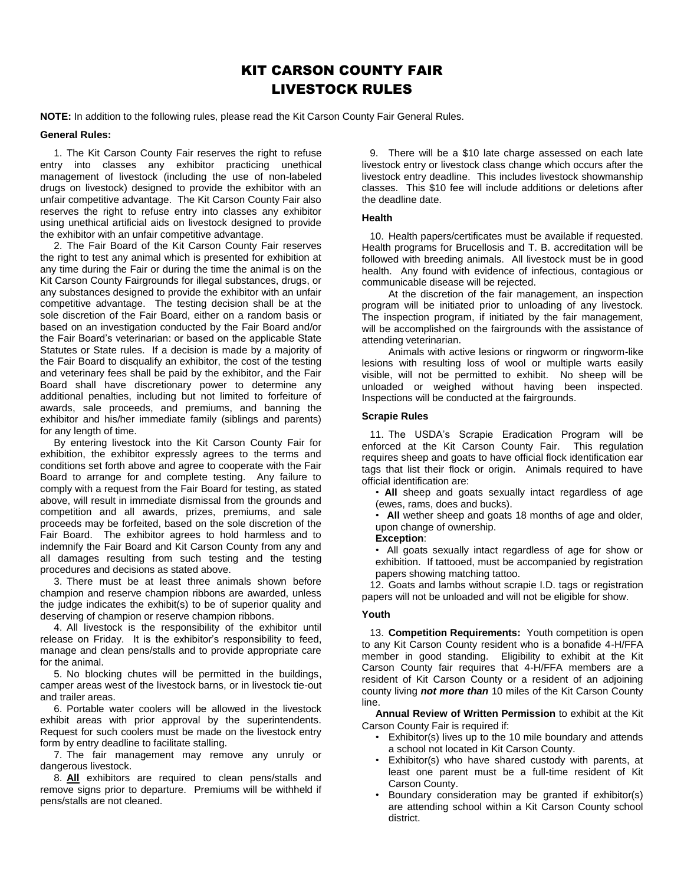# KIT CARSON COUNTY FAIR
# LIVESTOCK RULES

**NOTE:** In addition to the following rules, please read the Kit Carson County Fair General Rules.

### General Rules:

1. The Kit Carson County Fair reserves the right to refuse entry into classes any exhibitor practicing unethical management of livestock (including the use of non-labeled drugs on livestock) designed to provide the exhibitor with an unfair competitive advantage. The Kit Carson County Fair also reserves the right to refuse entry into classes any exhibitor using unethical artificial aids on livestock designed to provide the exhibitor with an unfair competitive advantage.

2. The Fair Board of the Kit Carson County Fair reserves the right to test any animal which is presented for exhibition at any time during the Fair or during the time the animal is on the Kit Carson County Fairgrounds for illegal substances, drugs, or any substances designed to provide the exhibitor with an unfair competitive advantage. The testing decision shall be at the sole discretion of the Fair Board, either on a random basis or based on an investigation conducted by the Fair Board and/or the Fair Board's veterinarian: or based on the applicable State Statutes or State rules. If a decision is made by a majority of the Fair Board to disqualify an exhibitor, the cost of the testing and veterinary fees shall be paid by the exhibitor, and the Fair Board shall have discretionary power to determine any additional penalties, including but not limited to forfeiture of awards, sale proceeds, and premiums, and banning the exhibitor and his/her immediate family (siblings and parents) for any length of time.

By entering livestock into the Kit Carson County Fair for exhibition, the exhibitor expressly agrees to the terms and conditions set forth above and agree to cooperate with the Fair Board to arrange for and complete testing. Any failure to comply with a request from the Fair Board for testing, as stated above, will result in immediate dismissal from the grounds and competition and all awards, prizes, premiums, and sale proceeds may be forfeited, based on the sole discretion of the Fair Board. The exhibitor agrees to hold harmless and to indemnify the Fair Board and Kit Carson County from any and all damages resulting from such testing and the testing procedures and decisions as stated above.

3. There must be at least three animals shown before champion and reserve champion ribbons are awarded, unless the judge indicates the exhibit(s) to be of superior quality and deserving of champion or reserve champion ribbons.

4. All livestock is the responsibility of the exhibitor until release on Friday. It is the exhibitor's responsibility to feed, manage and clean pens/stalls and to provide appropriate care for the animal.

5. No blocking chutes will be permitted in the buildings, camper areas west of the livestock barns, or in livestock tie-out and trailer areas.

6. Portable water coolers will be allowed in the livestock exhibit areas with prior approval by the superintendents. Request for such coolers must be made on the livestock entry form by entry deadline to facilitate stalling.

7. The fair management may remove any unruly or dangerous livestock.

8. **All** exhibitors are required to clean pens/stalls and remove signs prior to departure. Premiums will be withheld if pens/stalls are not cleaned.

9. There will be a $10 late charge assessed on each late livestock entry or livestock class change which occurs after the livestock entry deadline. This includes livestock showmanship classes. This $10 fee will include additions or deletions after the deadline date.

### Health

10. Health papers/certificates must be available if requested. Health programs for Brucellosis and T. B. accreditation will be followed with breeding animals. All livestock must be in good health. Any found with evidence of infectious, contagious or communicable disease will be rejected.

At the discretion of the fair management, an inspection program will be initiated prior to unloading of any livestock. The inspection program, if initiated by the fair management, will be accomplished on the fairgrounds with the assistance of attending veterinarian.

Animals with active lesions or ringworm or ringworm-like lesions with resulting loss of wool or multiple warts easily visible, will not be permitted to exhibit. No sheep will be unloaded or weighed without having been inspected. Inspections will be conducted at the fairgrounds.

### Scrapie Rules

11. The USDA's Scrapie Eradication Program will be enforced at the Kit Carson County Fair. This regulation requires sheep and goats to have official flock identification ear tags that list their flock or origin. Animals required to have official identification are:

- **All** sheep and goats sexually intact regardless of age (ewes, rams, does and bucks).
- **All** wether sheep and goats 18 months of age and older, upon change of ownership.

**Exception**:

- All goats sexually intact regardless of age for show or exhibition. If tattooed, must be accompanied by registration papers showing matching tattoo.

12. Goats and lambs without scrapie I.D. tags or registration papers will not be unloaded and will not be eligible for show.

### Youth

13. **Competition Requirements:** Youth competition is open to any Kit Carson County resident who is a bonafide 4-H/FFA member in good standing. Eligibility to exhibit at the Kit Carson County fair requires that 4-H/FFA members are a resident of Kit Carson County or a resident of an adjoining county living ***not more than*** 10 miles of the Kit Carson County line.

**Annual Review of Written Permission** to exhibit at the Kit Carson County Fair is required if:

- Exhibitor(s) lives up to the 10 mile boundary and attends a school not located in Kit Carson County.
- Exhibitor(s) who have shared custody with parents, at least one parent must be a full-time resident of Kit Carson County.
- Boundary consideration may be granted if exhibitor(s) are attending school within a Kit Carson County school district.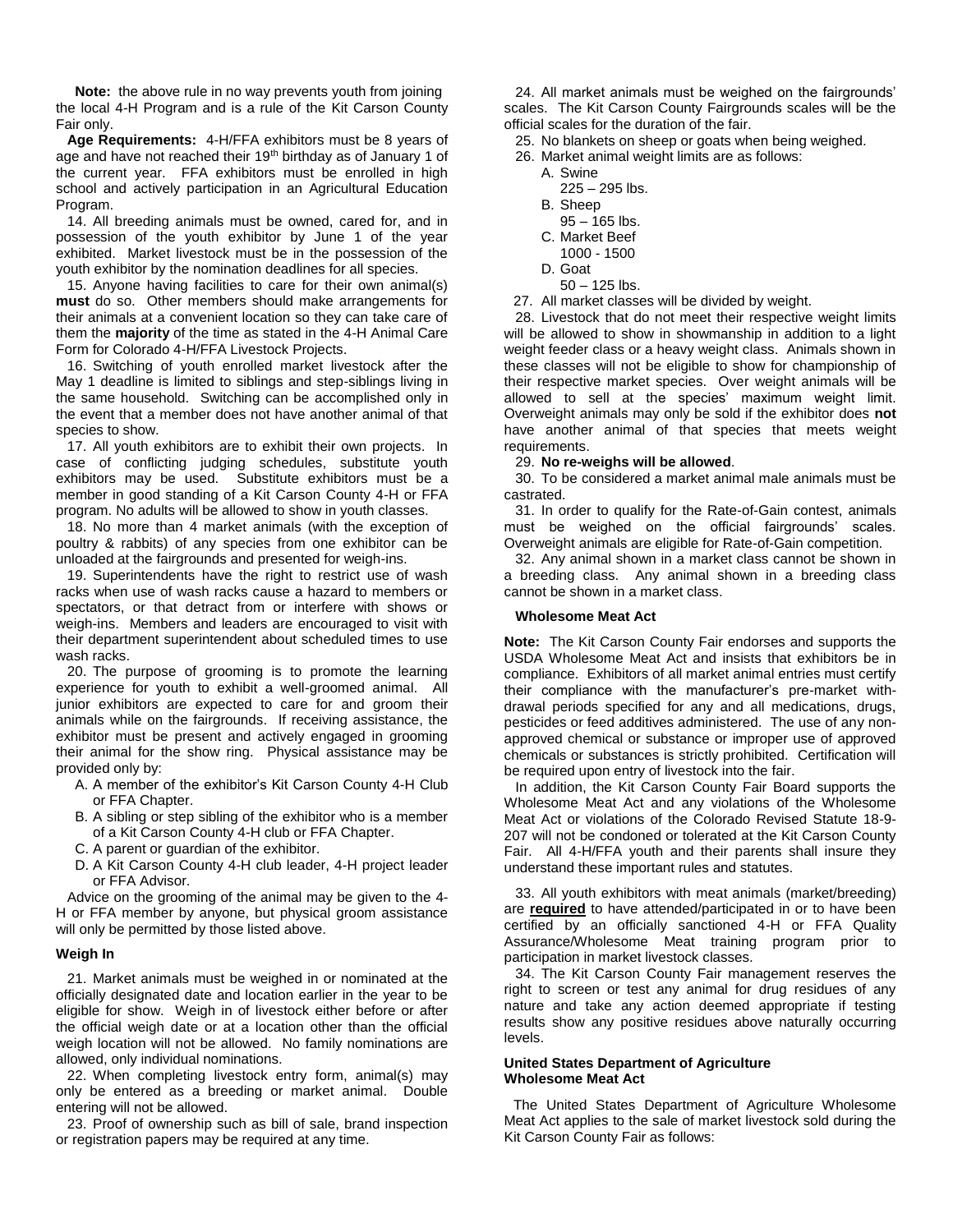**Note:** the above rule in no way prevents youth from joining the local 4-H Program and is a rule of the Kit Carson County Fair only.

**Age Requirements:** 4-H/FFA exhibitors must be 8 years of age and have not reached their 19th birthday as of January 1 of the current year. FFA exhibitors must be enrolled in high school and actively participation in an Agricultural Education Program.

14. All breeding animals must be owned, cared for, and in possession of the youth exhibitor by June 1 of the year exhibited. Market livestock must be in the possession of the youth exhibitor by the nomination deadlines for all species.

15. Anyone having facilities to care for their own animal(s) **must** do so. Other members should make arrangements for their animals at a convenient location so they can take care of them the **majority** of the time as stated in the 4-H Animal Care Form for Colorado 4-H/FFA Livestock Projects.

16. Switching of youth enrolled market livestock after the May 1 deadline is limited to siblings and step-siblings living in the same household. Switching can be accomplished only in the event that a member does not have another animal of that species to show.

17. All youth exhibitors are to exhibit their own projects. In case of conflicting judging schedules, substitute youth exhibitors may be used. Substitute exhibitors must be a member in good standing of a Kit Carson County 4-H or FFA program. No adults will be allowed to show in youth classes.

18. No more than 4 market animals (with the exception of poultry & rabbits) of any species from one exhibitor can be unloaded at the fairgrounds and presented for weigh-ins.

19. Superintendents have the right to restrict use of wash racks when use of wash racks cause a hazard to members or spectators, or that detract from or interfere with shows or weigh-ins. Members and leaders are encouraged to visit with their department superintendent about scheduled times to use wash racks.

20. The purpose of grooming is to promote the learning experience for youth to exhibit a well-groomed animal. All junior exhibitors are expected to care for and groom their animals while on the fairgrounds. If receiving assistance, the exhibitor must be present and actively engaged in grooming their animal for the show ring. Physical assistance may be provided only by:

A. A member of the exhibitor's Kit Carson County 4-H Club or FFA Chapter.
B. A sibling or step sibling of the exhibitor who is a member of a Kit Carson County 4-H club or FFA Chapter.
C. A parent or guardian of the exhibitor.
D. A Kit Carson County 4-H club leader, 4-H project leader or FFA Advisor.

Advice on the grooming of the animal may be given to the 4-H or FFA member by anyone, but physical groom assistance will only be permitted by those listed above.

### Weigh In

21. Market animals must be weighed in or nominated at the officially designated date and location earlier in the year to be eligible for show. Weigh in of livestock either before or after the official weigh date or at a location other than the official weigh location will not be allowed. No family nominations are allowed, only individual nominations.

22. When completing livestock entry form, animal(s) may only be entered as a breeding or market animal. Double entering will not be allowed.

23. Proof of ownership such as bill of sale, brand inspection or registration papers may be required at any time.

24. All market animals must be weighed on the fairgrounds' scales. The Kit Carson County Fairgrounds scales will be the official scales for the duration of the fair.

25. No blankets on sheep or goats when being weighed.

26. Market animal weight limits are as follows:

A. Swine
   225 – 295 lbs.
B. Sheep
   95 – 165 lbs.
C. Market Beef
   1000 - 1500
D. Goat
   50 – 125 lbs.

27. All market classes will be divided by weight.

28. Livestock that do not meet their respective weight limits will be allowed to show in showmanship in addition to a light weight feeder class or a heavy weight class. Animals shown in these classes will not be eligible to show for championship of their respective market species. Over weight animals will be allowed to sell at the species' maximum weight limit. Overweight animals may only be sold if the exhibitor does **not** have another animal of that species that meets weight requirements.

29. **No re-weighs will be allowed**.

30. To be considered a market animal male animals must be castrated.

31. In order to qualify for the Rate-of-Gain contest, animals must be weighed on the official fairgrounds' scales. Overweight animals are eligible for Rate-of-Gain competition.

32. Any animal shown in a market class cannot be shown in a breeding class. Any animal shown in a breeding class cannot be shown in a market class.

### Wholesome Meat Act

**Note:** The Kit Carson County Fair endorses and supports the USDA Wholesome Meat Act and insists that exhibitors be in compliance. Exhibitors of all market animal entries must certify their compliance with the manufacturer's pre-market with-drawal periods specified for any and all medications, drugs, pesticides or feed additives administered. The use of any non-approved chemical or substance or improper use of approved chemicals or substances is strictly prohibited. Certification will be required upon entry of livestock into the fair.

In addition, the Kit Carson County Fair Board supports the Wholesome Meat Act and any violations of the Wholesome Meat Act or violations of the Colorado Revised Statute 18-9-207 will not be condoned or tolerated at the Kit Carson County Fair. All 4-H/FFA youth and their parents shall insure they understand these important rules and statutes.

33. All youth exhibitors with meat animals (market/breeding) are **required** to have attended/participated in or to have been certified by an officially sanctioned 4-H or FFA Quality Assurance/Wholesome Meat training program prior to participation in market livestock classes.

34. The Kit Carson County Fair management reserves the right to screen or test any animal for drug residues of any nature and take any action deemed appropriate if testing results show any positive residues above naturally occurring levels.

### United States Department of Agriculture Wholesome Meat Act

The United States Department of Agriculture Wholesome Meat Act applies to the sale of market livestock sold during the Kit Carson County Fair as follows: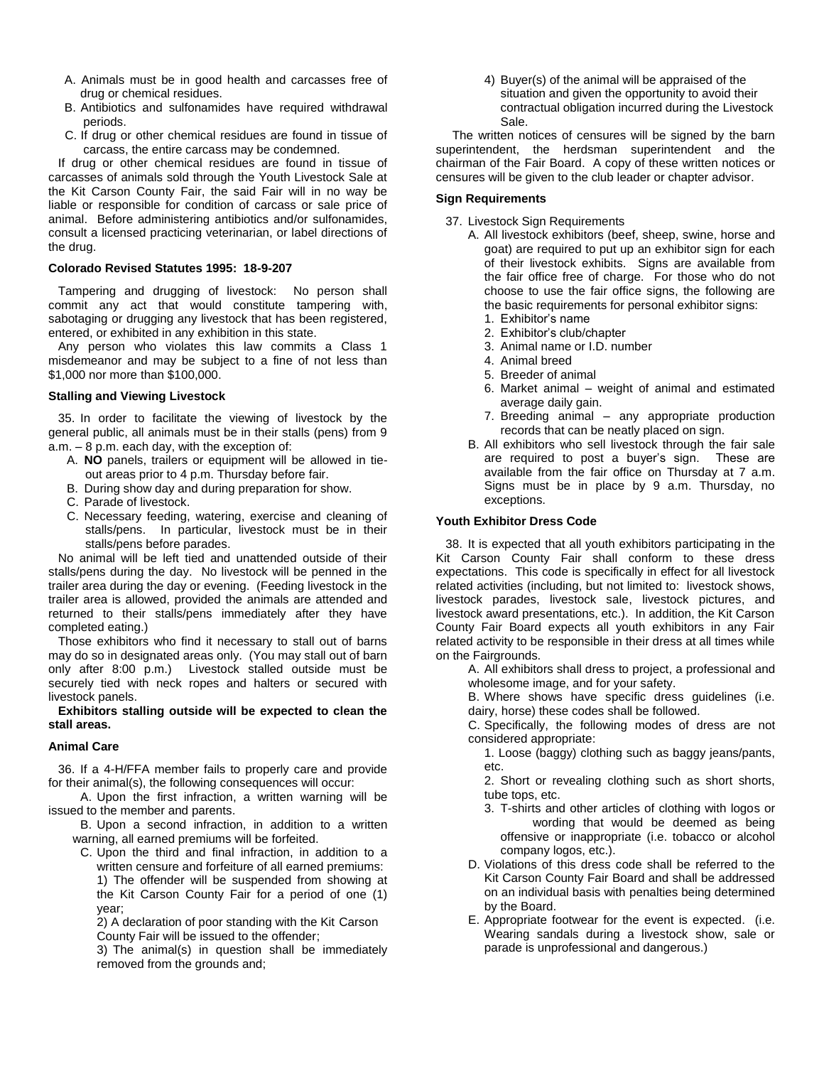A. Animals must be in good health and carcasses free of drug or chemical residues.
B. Antibiotics and sulfonamides have required withdrawal periods.
C. If drug or other chemical residues are found in tissue of carcass, the entire carcass may be condemned.

If drug or other chemical residues are found in tissue of carcasses of animals sold through the Youth Livestock Sale at the Kit Carson County Fair, the said Fair will in no way be liable or responsible for condition of carcass or sale price of animal. Before administering antibiotics and/or sulfonamides, consult a licensed practicing veterinarian, or label directions of the drug.

**Colorado Revised Statutes 1995: 18-9-207**

Tampering and drugging of livestock: No person shall commit any act that would constitute tampering with, sabotaging or drugging any livestock that has been registered, entered, or exhibited in any exhibition in this state.

Any person who violates this law commits a Class 1 misdemeanor and may be subject to a fine of not less than $1,000 nor more than $100,000.

**Stalling and Viewing Livestock**

35. In order to facilitate the viewing of livestock by the general public, all animals must be in their stalls (pens) from 9 a.m. – 8 p.m. each day, with the exception of:

A. **NO** panels, trailers or equipment will be allowed in tie-out areas prior to 4 p.m. Thursday before fair.
B. During show day and during preparation for show.
C. Parade of livestock.
C. Necessary feeding, watering, exercise and cleaning of stalls/pens. In particular, livestock must be in their stalls/pens before parades.

No animal will be left tied and unattended outside of their stalls/pens during the day. No livestock will be penned in the trailer area during the day or evening. (Feeding livestock in the trailer area is allowed, provided the animals are attended and returned to their stalls/pens immediately after they have completed eating.)

Those exhibitors who find it necessary to stall out of barns may do so in designated areas only. (You may stall out of barn only after 8:00 p.m.) Livestock stalled outside must be securely tied with neck ropes and halters or secured with livestock panels.

**Exhibitors stalling outside will be expected to clean the stall areas.**

**Animal Care**

36. If a 4-H/FFA member fails to properly care and provide for their animal(s), the following consequences will occur:

A. Upon the first infraction, a written warning will be issued to the member and parents.

B. Upon a second infraction, in addition to a written warning, all earned premiums will be forfeited.

C. Upon the third and final infraction, in addition to a written censure and forfeiture of all earned premiums:

1) The offender will be suspended from showing at the Kit Carson County Fair for a period of one (1) year;

2) A declaration of poor standing with the Kit Carson County Fair will be issued to the offender;

3) The animal(s) in question shall be immediately removed from the grounds and;

4) Buyer(s) of the animal will be appraised of the situation and given the opportunity to avoid their contractual obligation incurred during the Livestock Sale.

The written notices of censures will be signed by the barn superintendent, the herdsman superintendent and the chairman of the Fair Board. A copy of these written notices or censures will be given to the club leader or chapter advisor.

**Sign Requirements**

37. Livestock Sign Requirements

A. All livestock exhibitors (beef, sheep, swine, horse and goat) are required to put up an exhibitor sign for each of their livestock exhibits. Signs are available from the fair office free of charge. For those who do not choose to use the fair office signs, the following are the basic requirements for personal exhibitor signs:
1. Exhibitor's name
2. Exhibitor's club/chapter
3. Animal name or I.D. number
4. Animal breed
5. Breeder of animal
6. Market animal – weight of animal and estimated average daily gain.
7. Breeding animal – any appropriate production records that can be neatly placed on sign.

B. All exhibitors who sell livestock through the fair sale are required to post a buyer's sign. These are available from the fair office on Thursday at 7 a.m. Signs must be in place by 9 a.m. Thursday, no exceptions.

**Youth Exhibitor Dress Code**

38. It is expected that all youth exhibitors participating in the Kit Carson County Fair shall conform to these dress expectations. This code is specifically in effect for all livestock related activities (including, but not limited to: livestock shows, livestock parades, livestock sale, livestock pictures, and livestock award presentations, etc.). In addition, the Kit Carson County Fair Board expects all youth exhibitors in any Fair related activity to be responsible in their dress at all times while on the Fairgrounds.

A. All exhibitors shall dress to project, a professional and wholesome image, and for your safety.

B. Where shows have specific dress guidelines (i.e. dairy, horse) these codes shall be followed.

C. Specifically, the following modes of dress are not considered appropriate:

1. Loose (baggy) clothing such as baggy jeans/pants, etc.

2. Short or revealing clothing such as short shorts, tube tops, etc.

3. T-shirts and other articles of clothing with logos or wording that would be deemed as being offensive or inappropriate (i.e. tobacco or alcohol company logos, etc.).

D. Violations of this dress code shall be referred to the Kit Carson County Fair Board and shall be addressed on an individual basis with penalties being determined by the Board.

E. Appropriate footwear for the event is expected. (i.e. Wearing sandals during a livestock show, sale or parade is unprofessional and dangerous.)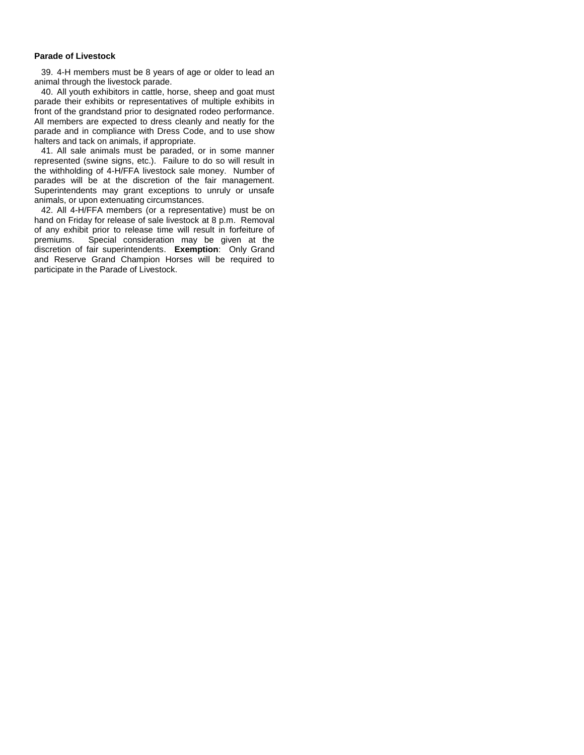**Parade of Livestock**

39. 4-H members must be 8 years of age or older to lead an animal through the livestock parade.

40. All youth exhibitors in cattle, horse, sheep and goat must parade their exhibits or representatives of multiple exhibits in front of the grandstand prior to designated rodeo performance. All members are expected to dress cleanly and neatly for the parade and in compliance with Dress Code, and to use show halters and tack on animals, if appropriate.

41. All sale animals must be paraded, or in some manner represented (swine signs, etc.). Failure to do so will result in the withholding of 4-H/FFA livestock sale money. Number of parades will be at the discretion of the fair management. Superintendents may grant exceptions to unruly or unsafe animals, or upon extenuating circumstances.

42. All 4-H/FFA members (or a representative) must be on hand on Friday for release of sale livestock at 8 p.m. Removal of any exhibit prior to release time will result in forfeiture of premiums. Special consideration may be given at the discretion of fair superintendents. **Exemption**: Only Grand and Reserve Grand Champion Horses will be required to participate in the Parade of Livestock.